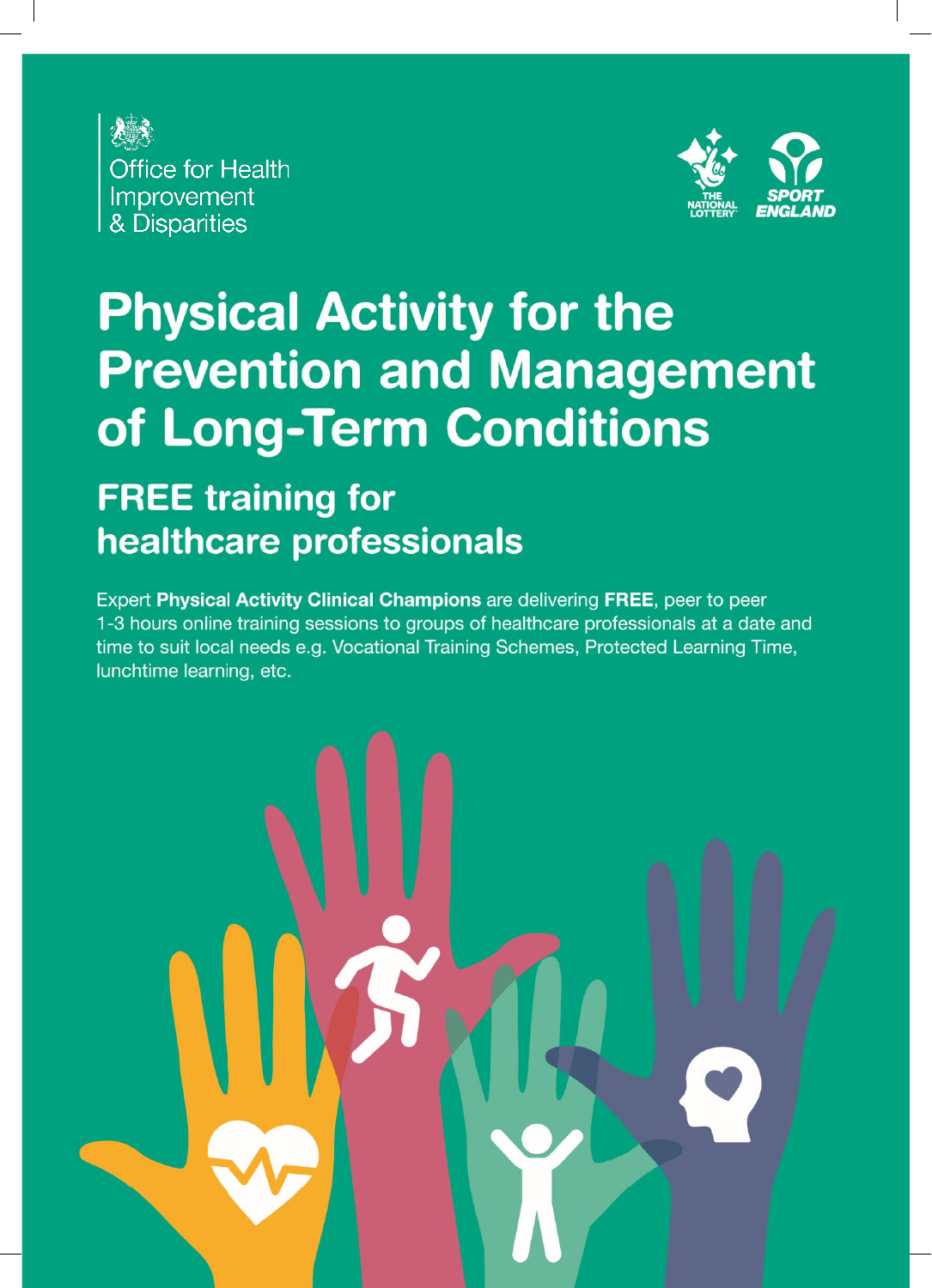Office for Health Improvement & Disparities

THE NATIONAL LOTTERY

SPORT ENGLAND

# Physical Activity for the Prevention and Management of Long-Term Conditions

## FREE training for healthcare professionals

Expert **Physical Activity Clinical Champions** are delivering **FREE**, peer to peer 1-3 hours online training sessions to groups of healthcare professionals at a date and time to suit local needs e.g. Vocational Training Schemes, Protected Learning Time, lunchtime learning, etc.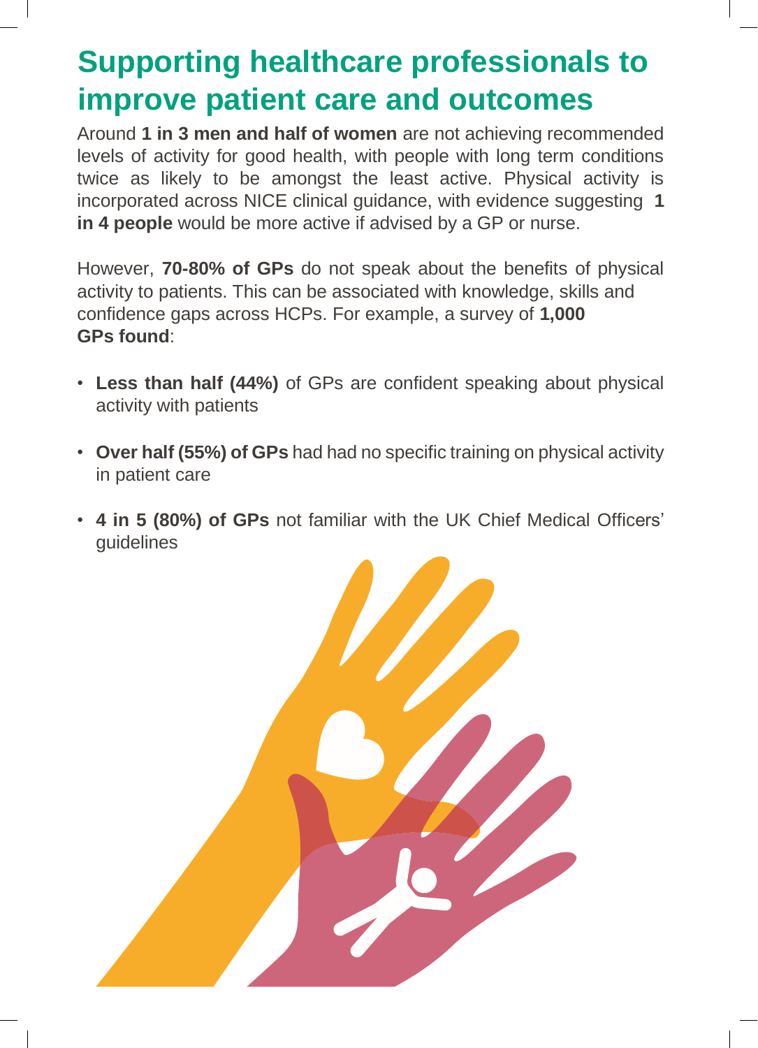# Supporting healthcare professionals to improve patient care and outcomes

Around **1 in 3 men and half of women** are not achieving recommended levels of activity for good health, with people with long term conditions twice as likely to be amongst the least active. Physical activity is incorporated across NICE clinical guidance, with evidence suggesting **1 in 4 people** would be more active if advised by a GP or nurse.

However, **70-80% of GPs** do not speak about the benefits of physical activity to patients. This can be associated with knowledge, skills and confidence gaps across HCPs. For example, a survey of **1,000 GPs found**:

- **Less than half (44%)** of GPs are confident speaking about physical activity with patients
- **Over half (55%) of GPs** had had no specific training on physical activity in patient care
- **4 in 5 (80%) of GPs** not familiar with the UK Chief Medical Officers' guidelines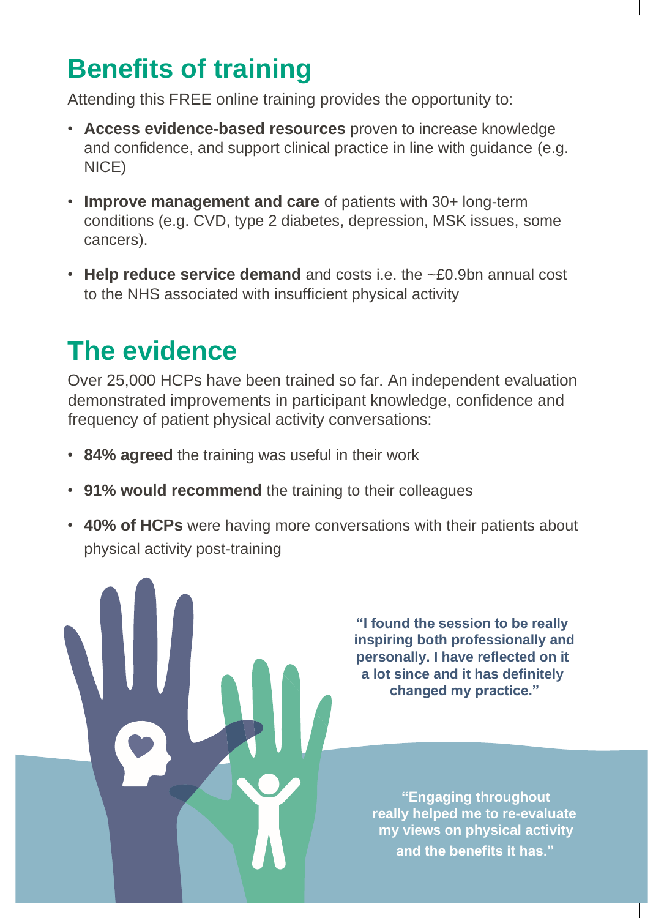## Benefits of training

Attending this FREE online training provides the opportunity to:

- **Access evidence-based resources** proven to increase knowledge and confidence, and support clinical practice in line with guidance (e.g. NICE)
- **Improve management and care** of patients with 30+ long-term conditions (e.g. CVD, type 2 diabetes, depression, MSK issues, some cancers).
- **Help reduce service demand** and costs i.e. the ~£0.9bn annual cost to the NHS associated with insufficient physical activity

## The evidence

Over 25,000 HCPs have been trained so far. An independent evaluation demonstrated improvements in participant knowledge, confidence and frequency of patient physical activity conversations:

- **84% agreed** the training was useful in their work
- **91% would recommend** the training to their colleagues
- **40% of HCPs** were having more conversations with their patients about physical activity post-training

**"I found the session to be really inspiring both professionally and personally. I have reflected on it a lot since and it has definitely changed my practice."**

**"Engaging throughout really helped me to re-evaluate my views on physical activity and the benefits it has."**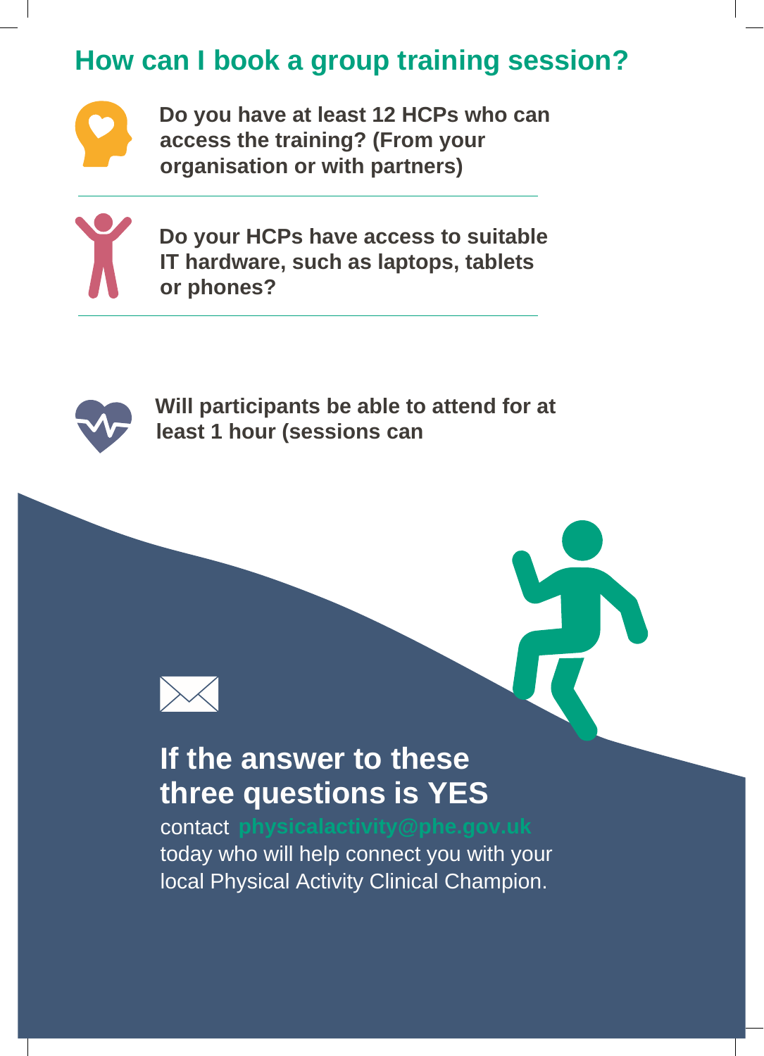## How can I book a group training session?

**Do you have at least 12 HCPs who can access the training? (From your organisation or with partners)**

**Do your HCPs have access to suitable IT hardware, such as laptops, tablets or phones?**

**Will participants be able to attend for at least 1 hour (sessions can**

## If the answer to these three questions is YES

contact physicalactivity@phe.gov.uk today who will help connect you with your local Physical Activity Clinical Champion.